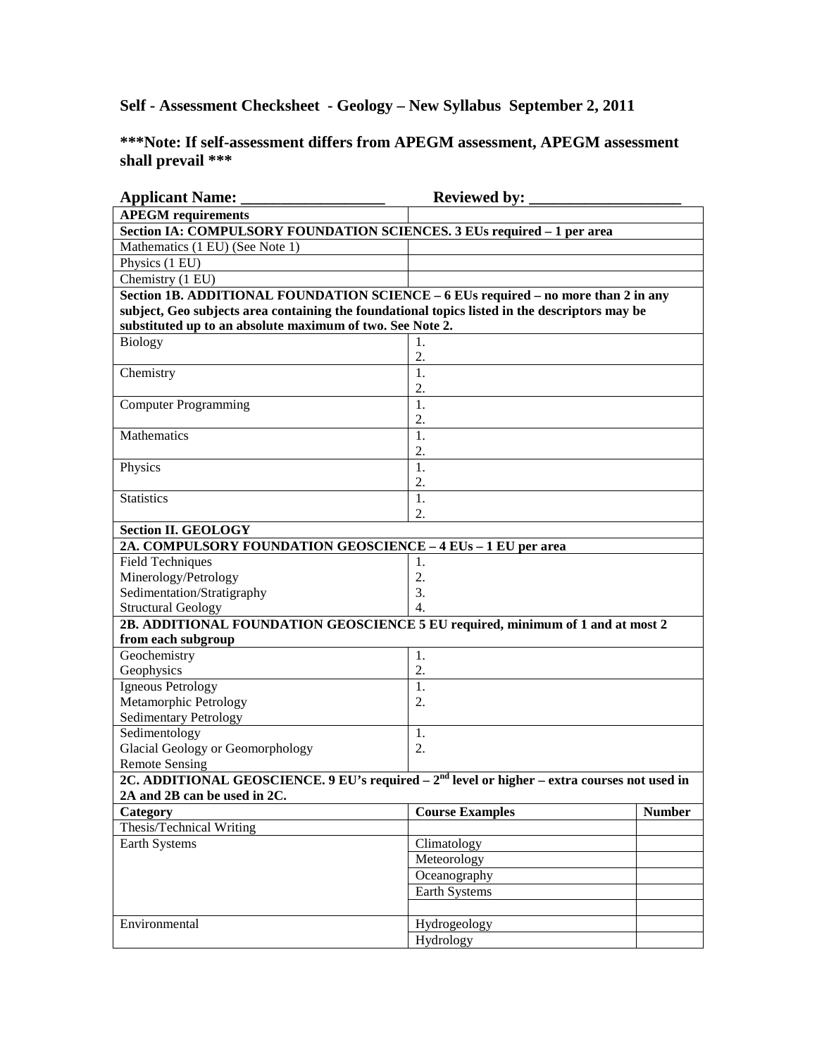# Self - Assessment Checksheet - Geology – New Syllabus September 2, 2011

## ***Note: If self-assessment differs from APEGM assessment, APEGM assessment shall prevail ***

**Applicant Name: ________________ Reviewed by: __________________**

| **APEGM requirements** | | |
|---|---|---|
| **Section IA: COMPULSORY FOUNDATION SCIENCES. 3 EUs required – 1 per area** | | |
| Mathematics (1 EU) (See Note 1) | | |
| Physics (1 EU) | | |
| Chemistry (1 EU) | | |
| **Section 1B. ADDITIONAL FOUNDATION SCIENCE – 6 EUs required – no more than 2 in any subject, Geo subjects area containing the foundational topics listed in the descriptors may be substituted up to an absolute maximum of two. See Note 2.** | | |
| Biology | 1.<br>2. | |
| Chemistry | 1.<br>2. | |
| Computer Programming | 1.<br>2. | |
| Mathematics | 1.<br>2. | |
| Physics | 1.<br>2. | |
| Statistics | 1.<br>2. | |
| **Section II. GEOLOGY** | | |
| **2A. COMPULSORY FOUNDATION GEOSCIENCE – 4 EUs – 1 EU per area** | | |
| Field Techniques<br>Minerology/Petrology<br>Sedimentation/Stratigraphy<br>Structural Geology | 1.<br>2.<br>3.<br>4. | |
| **2B. ADDITIONAL FOUNDATION GEOSCIENCE 5 EU required, minimum of 1 and at most 2 from each subgroup** | | |
| Geochemistry<br>Geophysics | 1.<br>2. | |
| Igneous Petrology<br>Metamorphic Petrology<br>Sedimentary Petrology | 1.<br>2. | |
| Sedimentology<br>Glacial Geology or Geomorphology<br>Remote Sensing | 1.<br>2. | |
| **2C. ADDITIONAL GEOSCIENCE. 9 EU's required – 2nd level or higher – extra courses not used in 2A and 2B can be used in 2C.** | | |
| **Category** | **Course Examples** | **Number** |
| Thesis/Technical Writing | | |
| Earth Systems | Climatology | |
| | Meteorology | |
| | Oceanography | |
| | Earth Systems | |
| | | |
| Environmental | Hydrogeology | |
| | Hydrology | |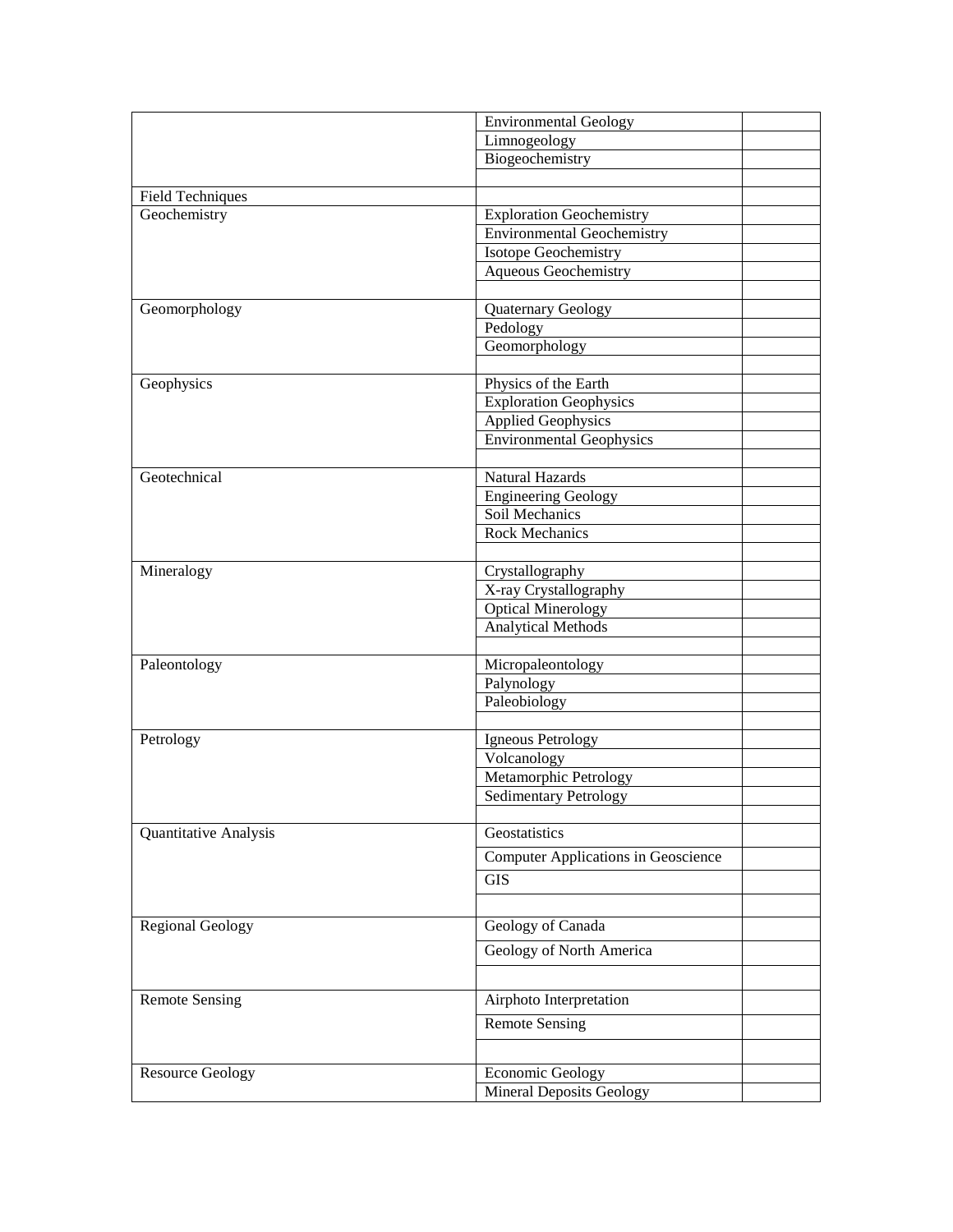| | | |
|---|---|---|
| | Environmental Geology | |
| | Limnogeology | |
| | Biogeochemistry | |
| | | |
| Field Techniques | | |
| Geochemistry | Exploration Geochemistry | |
| | Environmental Geochemistry | |
| | Isotope Geochemistry | |
| | Aqueous Geochemistry | |
| | | |
| Geomorphology | Quaternary Geology | |
| | Pedology | |
| | Geomorphology | |
| | | |
| Geophysics | Physics of the Earth | |
| | Exploration Geophysics | |
| | Applied Geophysics | |
| | Environmental Geophysics | |
| | | |
| Geotechnical | Natural Hazards | |
| | Engineering Geology | |
| | Soil Mechanics | |
| | Rock Mechanics | |
| | | |
| Mineralogy | Crystallography | |
| | X-ray Crystallography | |
| | Optical Minerology | |
| | Analytical Methods | |
| | | |
| Paleontology | Micropaleontology | |
| | Palynology | |
| | Paleobiology | |
| | | |
| Petrology | Igneous Petrology | |
| | Volcanology | |
| | Metamorphic Petrology | |
| | Sedimentary Petrology | |
| | | |
| Quantitative Analysis | Geostatistics | |
| | Computer Applications in Geoscience | |
| | GIS | |
| | | |
| Regional Geology | Geology of Canada | |
| | Geology of North America | |
| | | |
| Remote Sensing | Airphoto Interpretation | |
| | Remote Sensing | |
| | | |
| Resource Geology | Economic Geology | |
| | Mineral Deposits Geology | |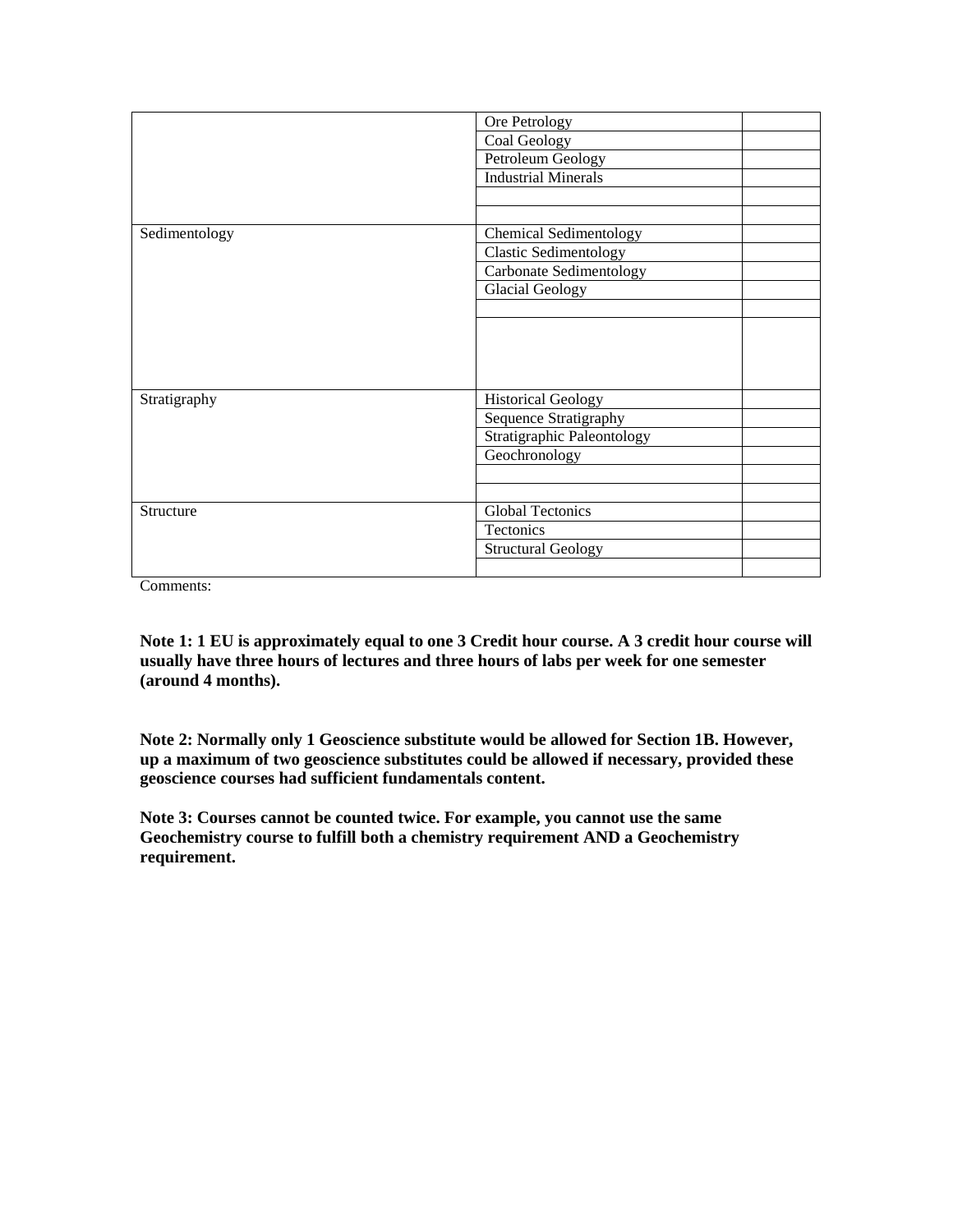| | | |
|---|---|---|
| | Ore Petrology | |
| | Coal Geology | |
| | Petroleum Geology | |
| | Industrial Minerals | |
| | | |
| | | |
| Sedimentology | Chemical Sedimentology | |
| | Clastic Sedimentology | |
| | Carbonate Sedimentology | |
| | Glacial Geology | |
| | | |
| | | |
| Stratigraphy | Historical Geology | |
| | Sequence Stratigraphy | |
| | Stratigraphic Paleontology | |
| | Geochronology | |
| | | |
| | | |
| Structure | Global Tectonics | |
| | Tectonics | |
| | Structural Geology | |
| | | |

Comments:

**Note 1: 1 EU is approximately equal to one 3 Credit hour course. A 3 credit hour course will usually have three hours of lectures and three hours of labs per week for one semester (around 4 months).**

**Note 2: Normally only 1 Geoscience substitute would be allowed for Section 1B. However, up a maximum of two geoscience substitutes could be allowed if necessary, provided these geoscience courses had sufficient fundamentals content.**

**Note 3: Courses cannot be counted twice. For example, you cannot use the same Geochemistry course to fulfill both a chemistry requirement AND a Geochemistry requirement.**